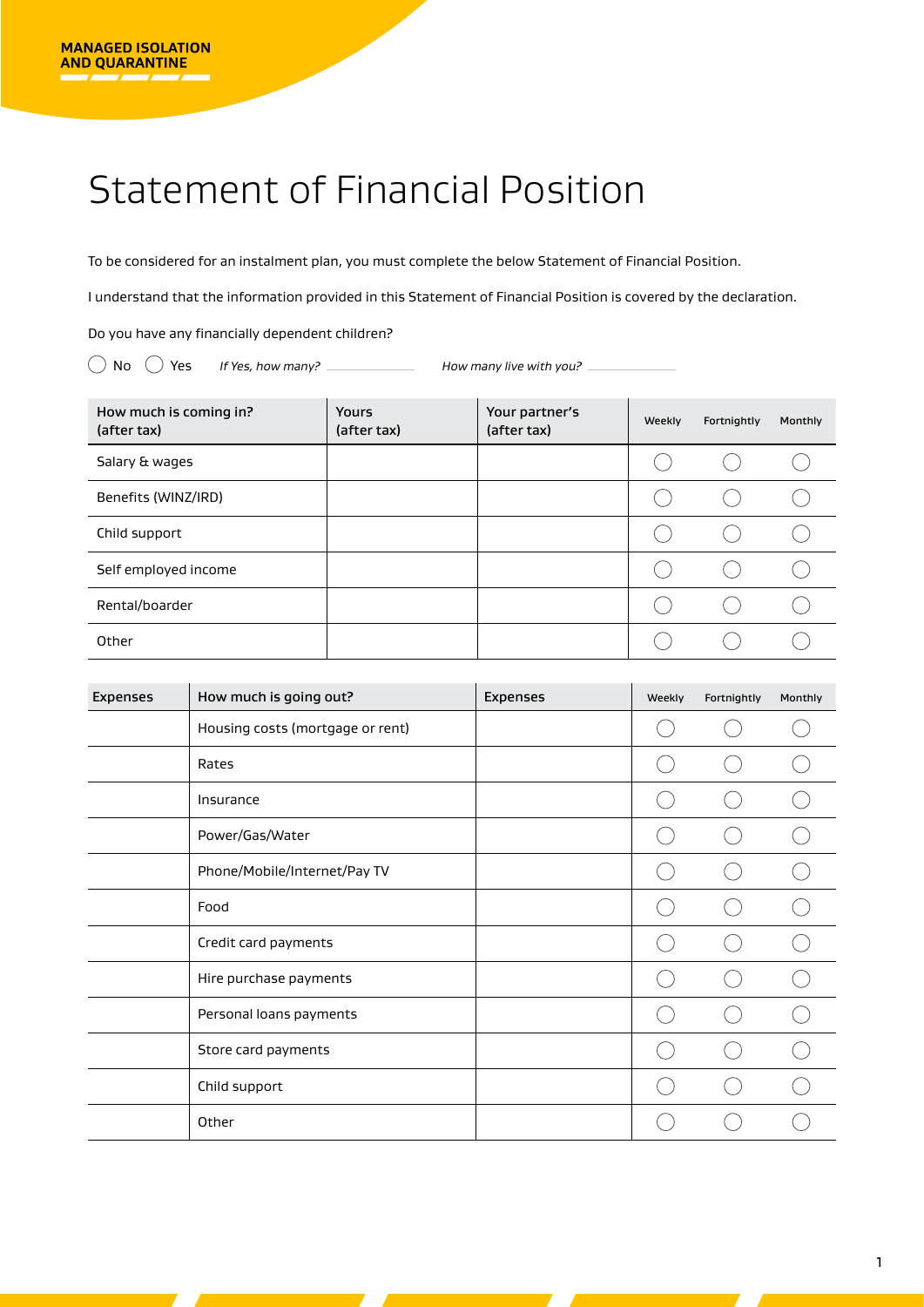MANAGED ISOLATION AND QUARANTINE

# Statement of Financial Position

To be considered for an instalment plan, you must complete the below Statement of Financial Position.

I understand that the information provided in this Statement of Financial Position is covered by the declaration.

Do you have any financially dependent children?

◯ No ◯ Yes *If Yes, how many?* ______ *How many live with you?* ______

| How much is coming in? (after tax) | Yours (after tax) | Your partner's (after tax) | Weekly | Fortnightly | Monthly |
|---|---|---|---|---|---|
| Salary & wages | | | ◯ | ◯ | ◯ |
| Benefits (WINZ/IRD) | | | ◯ | ◯ | ◯ |
| Child support | | | ◯ | ◯ | ◯ |
| Self employed income | | | ◯ | ◯ | ◯ |
| Rental/boarder | | | ◯ | ◯ | ◯ |
| Other | | | ◯ | ◯ | ◯ |

| Expenses | How much is going out? | Expenses | Weekly | Fortnightly | Monthly |
|---|---|---|---|---|---|
| | Housing costs (mortgage or rent) | | ◯ | ◯ | ◯ |
| | Rates | | ◯ | ◯ | ◯ |
| | Insurance | | ◯ | ◯ | ◯ |
| | Power/Gas/Water | | ◯ | ◯ | ◯ |
| | Phone/Mobile/Internet/Pay TV | | ◯ | ◯ | ◯ |
| | Food | | ◯ | ◯ | ◯ |
| | Credit card payments | | ◯ | ◯ | ◯ |
| | Hire purchase payments | | ◯ | ◯ | ◯ |
| | Personal loans payments | | ◯ | ◯ | ◯ |
| | Store card payments | | ◯ | ◯ | ◯ |
| | Child support | | ◯ | ◯ | ◯ |
| | Other | | ◯ | ◯ | ◯ |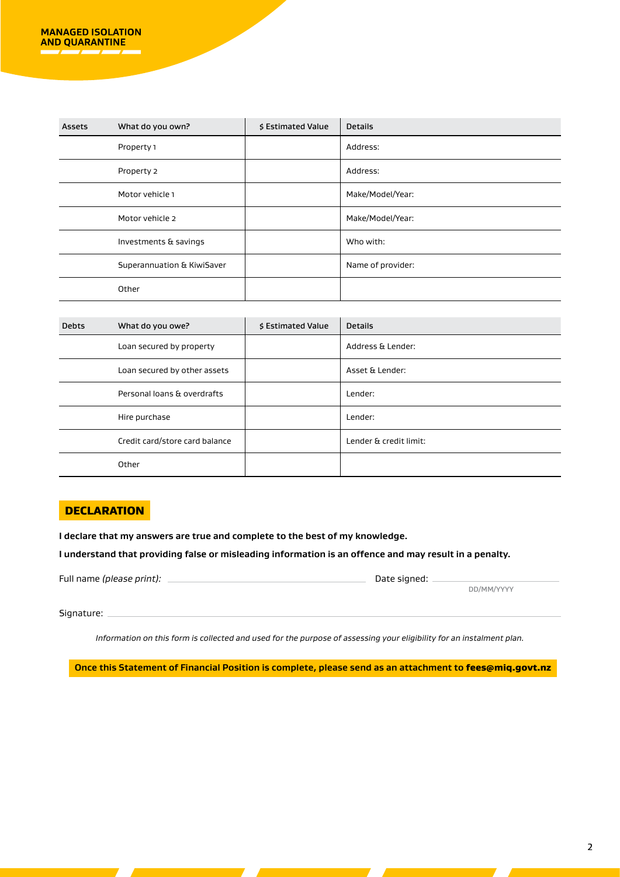| Assets | What do you own? | $ Estimated Value | Details |
|---|---|---|---|
| | Property 1 | | Address: |
| | Property 2 | | Address: |
| | Motor vehicle 1 | | Make/Model/Year: |
| | Motor vehicle 2 | | Make/Model/Year: |
| | Investments & savings | | Who with: |
| | Superannuation & KiwiSaver | | Name of provider: |
| | Other | | |

| Debts | What do you owe? | $ Estimated Value | Details |
|---|---|---|---|
| | Loan secured by property | | Address & Lender: |
| | Loan secured by other assets | | Asset & Lender: |
| | Personal loans & overdrafts | | Lender: |
| | Hire purchase | | Lender: |
| | Credit card/store card balance | | Lender & credit limit: |
| | Other | | |

## DECLARATION

**I declare that my answers are true and complete to the best of my knowledge.**

**I understand that providing false or misleading information is an offence and may result in a penalty.**

Full name *(please print)*: ______________________ Date signed: ______________ DD/MM/YYYY

Signature: ______________________

*Information on this form is collected and used for the purpose of assessing your eligibility for an instalment plan.*

**Once this Statement of Financial Position is complete, please send as an attachment to fees@miq.govt.nz**